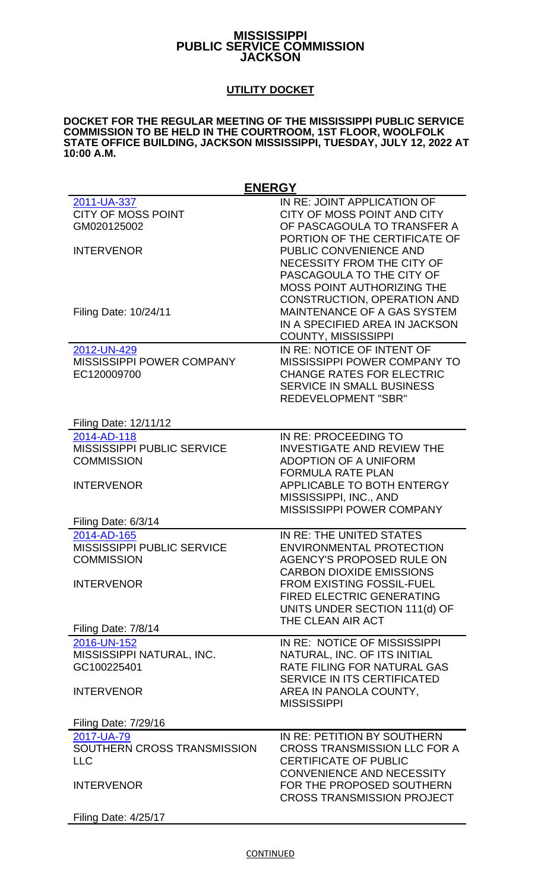# MISSISSIPPI PUBLIC SERVICE COMMISSION JACKSON

## UTILITY DOCKET

**DOCKET FOR THE REGULAR MEETING OF THE MISSISSIPPI PUBLIC SERVICE COMMISSION TO BE HELD IN THE COURTROOM, 1ST FLOOR, WOOLFOLK STATE OFFICE BUILDING, JACKSON MISSISSIPPI, TUESDAY, JULY 12, 2022 AT 10:00 A.M.**

## ENERGY

| | |
|---|---|
| 2011-UA-337<br>CITY OF MOSS POINT<br>GM020125002<br><br>INTERVENOR<br><br>Filing Date: 10/24/11 | IN RE: JOINT APPLICATION OF CITY OF MOSS POINT AND CITY OF PASCAGOULA TO TRANSFER A PORTION OF THE CERTIFICATE OF PUBLIC CONVENIENCE AND NECESSITY FROM THE CITY OF PASCAGOULA TO THE CITY OF MOSS POINT AUTHORIZING THE CONSTRUCTION, OPERATION AND MAINTENANCE OF A GAS SYSTEM IN A SPECIFIED AREA IN JACKSON COUNTY, MISSISSIPPI |
| 2012-UN-429<br>MISSISSIPPI POWER COMPANY<br>EC120009700<br><br>Filing Date: 12/11/12 | IN RE: NOTICE OF INTENT OF MISSISSIPPI POWER COMPANY TO CHANGE RATES FOR ELECTRIC SERVICE IN SMALL BUSINESS REDEVELOPMENT "SBR" |
| 2014-AD-118<br>MISSISSIPPI PUBLIC SERVICE COMMISSION<br><br>INTERVENOR<br><br>Filing Date: 6/3/14 | IN RE: PROCEEDING TO INVESTIGATE AND REVIEW THE ADOPTION OF A UNIFORM FORMULA RATE PLAN APPLICABLE TO BOTH ENTERGY MISSISSIPPI, INC., AND MISSISSIPPI POWER COMPANY |
| 2014-AD-165<br>MISSISSIPPI PUBLIC SERVICE COMMISSION<br><br>INTERVENOR<br><br>Filing Date: 7/8/14 | IN RE: THE UNITED STATES ENVIRONMENTAL PROTECTION AGENCY'S PROPOSED RULE ON CARBON DIOXIDE EMISSIONS FROM EXISTING FOSSIL-FUEL FIRED ELECTRIC GENERATING UNITS UNDER SECTION 111(d) OF THE CLEAN AIR ACT |
| 2016-UN-152<br>MISSISSIPPI NATURAL, INC.<br>GC100225401<br><br>INTERVENOR<br><br>Filing Date: 7/29/16 | IN RE: NOTICE OF MISSISSIPPI NATURAL, INC. OF ITS INITIAL RATE FILING FOR NATURAL GAS SERVICE IN ITS CERTIFICATED AREA IN PANOLA COUNTY, MISSISSIPPI |
| 2017-UA-79<br>SOUTHERN CROSS TRANSMISSION LLC<br><br>INTERVENOR<br><br>Filing Date: 4/25/17 | IN RE: PETITION BY SOUTHERN CROSS TRANSMISSION LLC FOR A CERTIFICATE OF PUBLIC CONVENIENCE AND NECESSITY FOR THE PROPOSED SOUTHERN CROSS TRANSMISSION PROJECT |

CONTINUED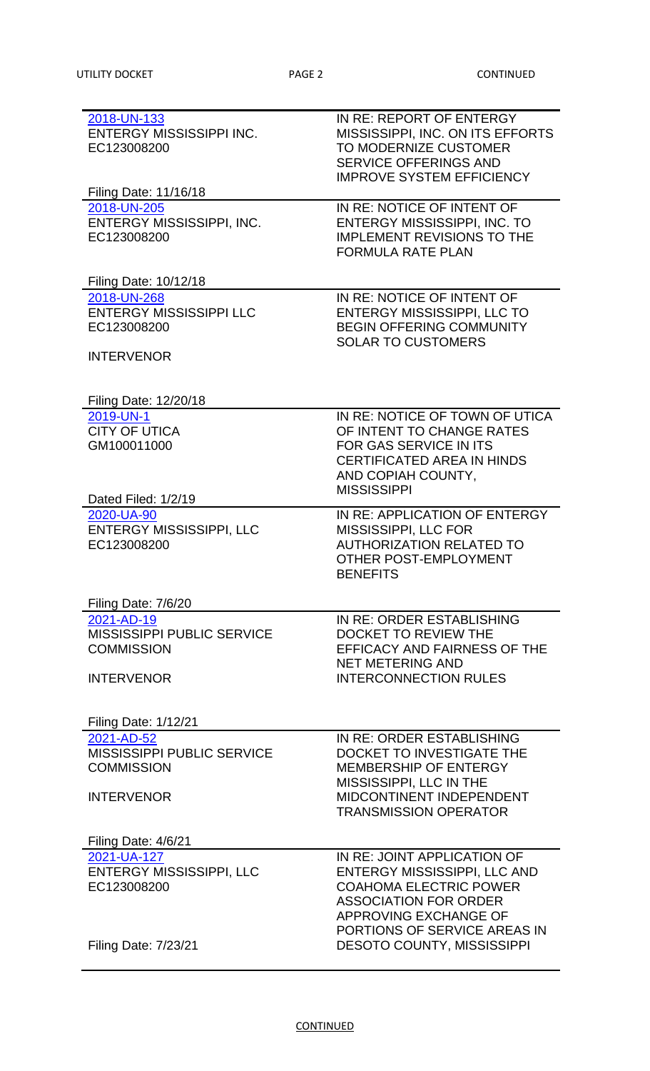| Docket | Description |
| --- | --- |
| 2018-UN-133<br>ENTERGY MISSISSIPPI INC.<br>EC123008200<br><br>Filing Date: 11/16/18 | IN RE: REPORT OF ENTERGY MISSISSIPPI, INC. ON ITS EFFORTS TO MODERNIZE CUSTOMER SERVICE OFFERINGS AND IMPROVE SYSTEM EFFICIENCY |
| 2018-UN-205<br>ENTERGY MISSISSIPPI, INC.<br>EC123008200<br><br>Filing Date: 10/12/18 | IN RE: NOTICE OF INTENT OF ENTERGY MISSISSIPPI, INC. TO IMPLEMENT REVISIONS TO THE FORMULA RATE PLAN |
| 2018-UN-268<br>ENTERGY MISSISSIPPI LLC<br>EC123008200<br><br>INTERVENOR<br><br>Filing Date: 12/20/18 | IN RE: NOTICE OF INTENT OF ENTERGY MISSISSIPPI, LLC TO BEGIN OFFERING COMMUNITY SOLAR TO CUSTOMERS |
| 2019-UN-1<br>CITY OF UTICA<br>GM100011000<br><br>Dated Filed: 1/2/19 | IN RE: NOTICE OF TOWN OF UTICA OF INTENT TO CHANGE RATES FOR GAS SERVICE IN ITS CERTIFICATED AREA IN HINDS AND COPIAH COUNTY, MISSISSIPPI |
| 2020-UA-90<br>ENTERGY MISSISSIPPI, LLC<br>EC123008200<br><br>Filing Date: 7/6/20 | IN RE: APPLICATION OF ENTERGY MISSISSIPPI, LLC FOR AUTHORIZATION RELATED TO OTHER POST-EMPLOYMENT BENEFITS |
| 2021-AD-19<br>MISSISSIPPI PUBLIC SERVICE COMMISSION<br><br>INTERVENOR<br><br>Filing Date: 1/12/21 | IN RE: ORDER ESTABLISHING DOCKET TO REVIEW THE EFFICACY AND FAIRNESS OF THE NET METERING AND INTERCONNECTION RULES |
| 2021-AD-52<br>MISSISSIPPI PUBLIC SERVICE COMMISSION<br><br>INTERVENOR<br><br>Filing Date: 4/6/21 | IN RE: ORDER ESTABLISHING DOCKET TO INVESTIGATE THE MEMBERSHIP OF ENTERGY MISSISSIPPI, LLC IN THE MIDCONTINENT INDEPENDENT TRANSMISSION OPERATOR |
| 2021-UA-127<br>ENTERGY MISSISSIPPI, LLC<br>EC123008200<br><br>Filing Date: 7/23/21 | IN RE: JOINT APPLICATION OF ENTERGY MISSISSIPPI, LLC AND COAHOMA ELECTRIC POWER ASSOCIATION FOR ORDER APPROVING EXCHANGE OF PORTIONS OF SERVICE AREAS IN DESOTO COUNTY, MISSISSIPPI |

CONTINUED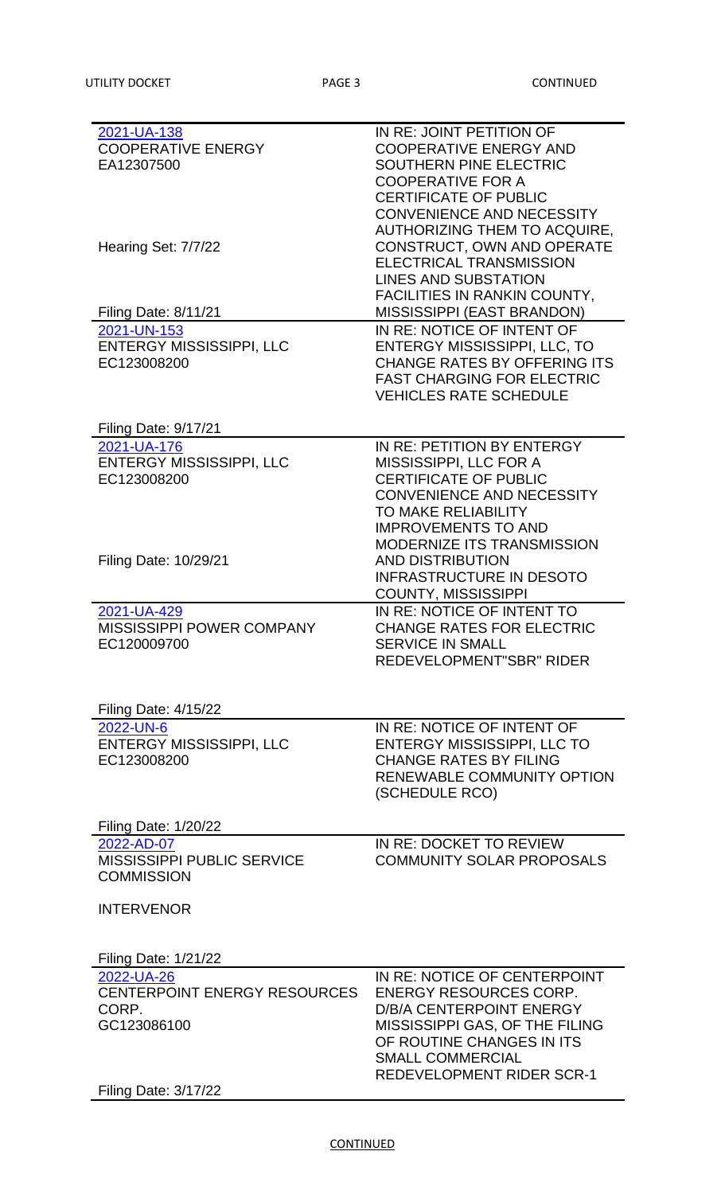| | |
|---|---|
| 2021-UA-138<br>COOPERATIVE ENERGY<br>EA12307500<br><br>Hearing Set: 7/7/22<br><br>Filing Date: 8/11/21 | IN RE: JOINT PETITION OF COOPERATIVE ENERGY AND SOUTHERN PINE ELECTRIC COOPERATIVE FOR A CERTIFICATE OF PUBLIC CONVENIENCE AND NECESSITY AUTHORIZING THEM TO ACQUIRE, CONSTRUCT, OWN AND OPERATE ELECTRICAL TRANSMISSION LINES AND SUBSTATION FACILITIES IN RANKIN COUNTY, MISSISSIPPI (EAST BRANDON) |
| 2021-UN-153<br>ENTERGY MISSISSIPPI, LLC<br>EC123008200<br><br>Filing Date: 9/17/21 | IN RE: NOTICE OF INTENT OF ENTERGY MISSISSIPPI, LLC, TO CHANGE RATES BY OFFERING ITS FAST CHARGING FOR ELECTRIC VEHICLES RATE SCHEDULE |
| 2021-UA-176<br>ENTERGY MISSISSIPPI, LLC<br>EC123008200<br><br>Filing Date: 10/29/21 | IN RE: PETITION BY ENTERGY MISSISSIPPI, LLC FOR A CERTIFICATE OF PUBLIC CONVENIENCE AND NECESSITY TO MAKE RELIABILITY IMPROVEMENTS TO AND MODERNIZE ITS TRANSMISSION AND DISTRIBUTION INFRASTRUCTURE IN DESOTO COUNTY, MISSISSIPPI |
| 2021-UA-429<br>MISSISSIPPI POWER COMPANY<br>EC120009700<br><br>Filing Date: 4/15/22 | IN RE: NOTICE OF INTENT TO CHANGE RATES FOR ELECTRIC SERVICE IN SMALL REDEVELOPMENT"SBR" RIDER |
| 2022-UN-6<br>ENTERGY MISSISSIPPI, LLC<br>EC123008200<br><br>Filing Date: 1/20/22 | IN RE: NOTICE OF INTENT OF ENTERGY MISSISSIPPI, LLC TO CHANGE RATES BY FILING RENEWABLE COMMUNITY OPTION (SCHEDULE RCO) |
| 2022-AD-07<br>MISSISSIPPI PUBLIC SERVICE COMMISSION<br><br>INTERVENOR<br><br>Filing Date: 1/21/22 | IN RE: DOCKET TO REVIEW COMMUNITY SOLAR PROPOSALS |
| 2022-UA-26<br>CENTERPOINT ENERGY RESOURCES CORP.<br>GC123086100<br><br>Filing Date: 3/17/22 | IN RE: NOTICE OF CENTERPOINT ENERGY RESOURCES CORP. D/B/A CENTERPOINT ENERGY MISSISSIPPI GAS, OF THE FILING OF ROUTINE CHANGES IN ITS SMALL COMMERCIAL REDEVELOPMENT RIDER SCR-1 |

CONTINUED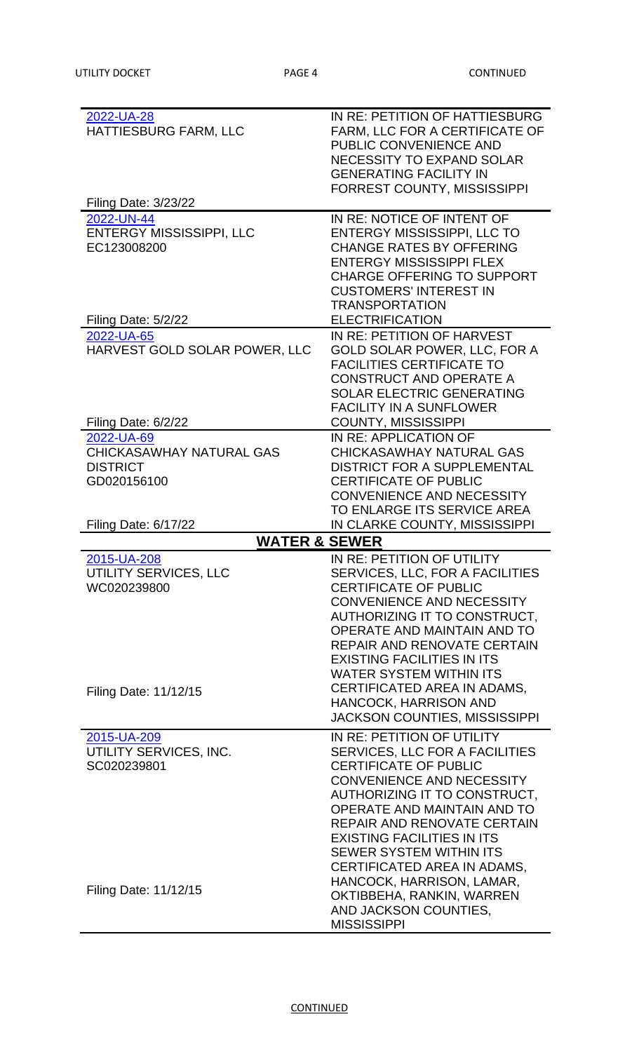| | |
|---|---|
| 2022-UA-28<br>HATTIESBURG FARM, LLC<br><br>Filing Date: 3/23/22 | IN RE: PETITION OF HATTIESBURG FARM, LLC FOR A CERTIFICATE OF PUBLIC CONVENIENCE AND NECESSITY TO EXPAND SOLAR GENERATING FACILITY IN FORREST COUNTY, MISSISSIPPI |
| 2022-UN-44<br>ENTERGY MISSISSIPPI, LLC<br>EC123008200<br><br>Filing Date: 5/2/22 | IN RE: NOTICE OF INTENT OF ENTERGY MISSISSIPPI, LLC TO CHANGE RATES BY OFFERING ENTERGY MISSISSIPPI FLEX CHARGE OFFERING TO SUPPORT CUSTOMERS' INTEREST IN TRANSPORTATION ELECTRIFICATION |
| 2022-UA-65<br>HARVEST GOLD SOLAR POWER, LLC<br><br>Filing Date: 6/2/22 | IN RE: PETITION OF HARVEST GOLD SOLAR POWER, LLC, FOR A FACILITIES CERTIFICATE TO CONSTRUCT AND OPERATE A SOLAR ELECTRIC GENERATING FACILITY IN A SUNFLOWER COUNTY, MISSISSIPPI |
| 2022-UA-69<br>CHICKASAWHAY NATURAL GAS DISTRICT<br>GD020156100<br><br>Filing Date: 6/17/22 | IN RE: APPLICATION OF CHICKASAWHAY NATURAL GAS DISTRICT FOR A SUPPLEMENTAL CERTIFICATE OF PUBLIC CONVENIENCE AND NECESSITY TO ENLARGE ITS SERVICE AREA IN CLARKE COUNTY, MISSISSIPPI |
| **WATER & SEWER** | |
| 2015-UA-208<br>UTILITY SERVICES, LLC<br>WC020239800<br><br>Filing Date: 11/12/15 | IN RE: PETITION OF UTILITY SERVICES, LLC, FOR A FACILITIES CERTIFICATE OF PUBLIC CONVENIENCE AND NECESSITY AUTHORIZING IT TO CONSTRUCT, OPERATE AND MAINTAIN AND TO REPAIR AND RENOVATE CERTAIN EXISTING FACILITIES IN ITS WATER SYSTEM WITHIN ITS CERTIFICATED AREA IN ADAMS, HANCOCK, HARRISON AND JACKSON COUNTIES, MISSISSIPPI |
| 2015-UA-209<br>UTILITY SERVICES, INC.<br>SC020239801<br><br>Filing Date: 11/12/15 | IN RE: PETITION OF UTILITY SERVICES, LLC FOR A FACILITIES CERTIFICATE OF PUBLIC CONVENIENCE AND NECESSITY AUTHORIZING IT TO CONSTRUCT, OPERATE AND MAINTAIN AND TO REPAIR AND RENOVATE CERTAIN EXISTING FACILITIES IN ITS SEWER SYSTEM WITHIN ITS CERTIFICATED AREA IN ADAMS, HANCOCK, HARRISON, LAMAR, OKTIBBEHA, RANKIN, WARREN AND JACKSON COUNTIES, MISSISSIPPI |

CONTINUED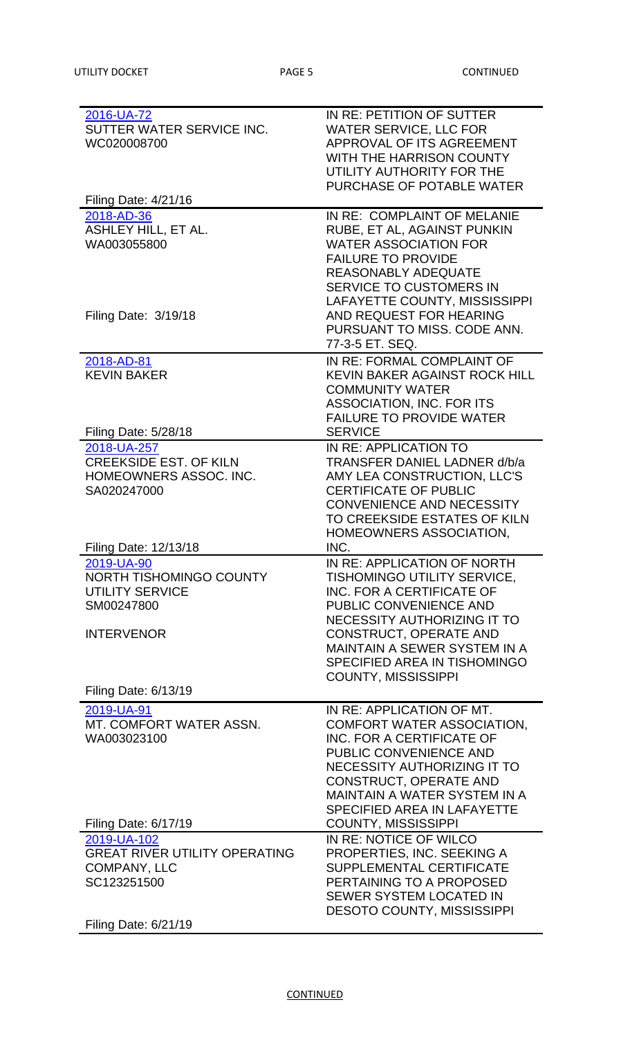| Docket | Description |
|---|---|
| 2016-UA-72<br>SUTTER WATER SERVICE INC.<br>WC020008700<br><br>Filing Date: 4/21/16 | IN RE: PETITION OF SUTTER WATER SERVICE, LLC FOR APPROVAL OF ITS AGREEMENT WITH THE HARRISON COUNTY UTILITY AUTHORITY FOR THE PURCHASE OF POTABLE WATER |
| 2018-AD-36<br>ASHLEY HILL, ET AL.<br>WA003055800<br><br>Filing Date: 3/19/18 | IN RE: COMPLAINT OF MELANIE RUBE, ET AL, AGAINST PUNKIN WATER ASSOCIATION FOR FAILURE TO PROVIDE REASONABLY ADEQUATE SERVICE TO CUSTOMERS IN LAFAYETTE COUNTY, MISSISSIPPI AND REQUEST FOR HEARING PURSUANT TO MISS. CODE ANN. 77-3-5 ET. SEQ. |
| 2018-AD-81<br>KEVIN BAKER<br><br>Filing Date: 5/28/18 | IN RE: FORMAL COMPLAINT OF KEVIN BAKER AGAINST ROCK HILL COMMUNITY WATER ASSOCIATION, INC. FOR ITS FAILURE TO PROVIDE WATER SERVICE |
| 2018-UA-257<br>CREEKSIDE EST. OF KILN HOMEOWNERS ASSOC. INC.<br>SA020247000<br><br>Filing Date: 12/13/18 | IN RE: APPLICATION TO TRANSFER DANIEL LADNER d/b/a AMY LEA CONSTRUCTION, LLC'S CERTIFICATE OF PUBLIC CONVENIENCE AND NECESSITY TO CREEKSIDE ESTATES OF KILN HOMEOWNERS ASSOCIATION, INC. |
| 2019-UA-90<br>NORTH TISHOMINGO COUNTY UTILITY SERVICE<br>SM00247800<br><br>INTERVENOR<br><br>Filing Date: 6/13/19 | IN RE: APPLICATION OF NORTH TISHOMINGO UTILITY SERVICE, INC. FOR A CERTIFICATE OF PUBLIC CONVENIENCE AND NECESSITY AUTHORIZING IT TO CONSTRUCT, OPERATE AND MAINTAIN A SEWER SYSTEM IN A SPECIFIED AREA IN TISHOMINGO COUNTY, MISSISSIPPI |
| 2019-UA-91<br>MT. COMFORT WATER ASSN.<br>WA003023100<br><br>Filing Date: 6/17/19 | IN RE: APPLICATION OF MT. COMFORT WATER ASSOCIATION, INC. FOR A CERTIFICATE OF PUBLIC CONVENIENCE AND NECESSITY AUTHORIZING IT TO CONSTRUCT, OPERATE AND MAINTAIN A WATER SYSTEM IN A SPECIFIED AREA IN LAFAYETTE COUNTY, MISSISSIPPI |
| 2019-UA-102<br>GREAT RIVER UTILITY OPERATING COMPANY, LLC<br>SC123251500<br><br>Filing Date: 6/21/19 | IN RE: NOTICE OF WILCO PROPERTIES, INC. SEEKING A SUPPLEMENTAL CERTIFICATE PERTAINING TO A PROPOSED SEWER SYSTEM LOCATED IN DESOTO COUNTY, MISSISSIPPI |

CONTINUED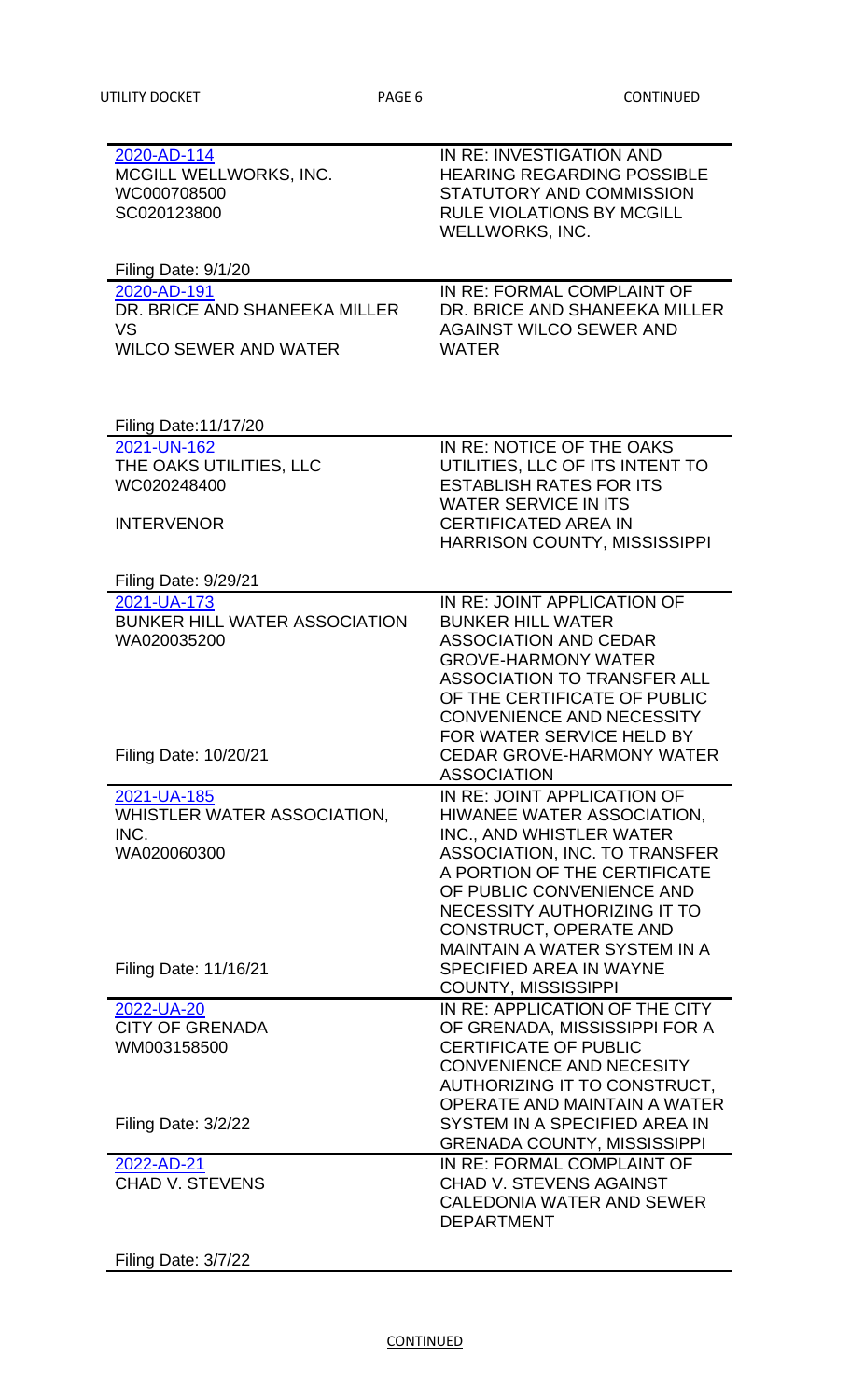| | |
|---|---|
| 2020-AD-114<br>MCGILL WELLWORKS, INC.<br>WC000708500<br>SC020123800<br><br>Filing Date: 9/1/20 | IN RE: INVESTIGATION AND HEARING REGARDING POSSIBLE STATUTORY AND COMMISSION RULE VIOLATIONS BY MCGILL WELLWORKS, INC. |
| 2020-AD-191<br>DR. BRICE AND SHANEEKA MILLER<br>VS<br>WILCO SEWER AND WATER<br><br>Filing Date:11/17/20 | IN RE: FORMAL COMPLAINT OF DR. BRICE AND SHANEEKA MILLER AGAINST WILCO SEWER AND WATER |
| 2021-UN-162<br>THE OAKS UTILITIES, LLC<br>WC020248400<br><br>INTERVENOR<br><br>Filing Date: 9/29/21 | IN RE: NOTICE OF THE OAKS UTILITIES, LLC OF ITS INTENT TO ESTABLISH RATES FOR ITS WATER SERVICE IN ITS CERTIFICATED AREA IN HARRISON COUNTY, MISSISSIPPI |
| 2021-UA-173<br>BUNKER HILL WATER ASSOCIATION<br>WA020035200<br><br>Filing Date: 10/20/21 | IN RE: JOINT APPLICATION OF BUNKER HILL WATER ASSOCIATION AND CEDAR GROVE-HARMONY WATER ASSOCIATION TO TRANSFER ALL OF THE CERTIFICATE OF PUBLIC CONVENIENCE AND NECESSITY FOR WATER SERVICE HELD BY CEDAR GROVE-HARMONY WATER ASSOCIATION |
| 2021-UA-185<br>WHISTLER WATER ASSOCIATION, INC.<br>WA020060300<br><br>Filing Date: 11/16/21 | IN RE: JOINT APPLICATION OF HIWANEE WATER ASSOCIATION, INC., AND WHISTLER WATER ASSOCIATION, INC. TO TRANSFER A PORTION OF THE CERTIFICATE OF PUBLIC CONVENIENCE AND NECESSITY AUTHORIZING IT TO CONSTRUCT, OPERATE AND MAINTAIN A WATER SYSTEM IN A SPECIFIED AREA IN WAYNE COUNTY, MISSISSIPPI |
| 2022-UA-20<br>CITY OF GRENADA<br>WM003158500<br><br>Filing Date: 3/2/22 | IN RE: APPLICATION OF THE CITY OF GRENADA, MISSISSIPPI FOR A CERTIFICATE OF PUBLIC CONVENIENCE AND NECESITY AUTHORIZING IT TO CONSTRUCT, OPERATE AND MAINTAIN A WATER SYSTEM IN A SPECIFIED AREA IN GRENADA COUNTY, MISSISSIPPI |
| 2022-AD-21<br>CHAD V. STEVENS<br><br>Filing Date: 3/7/22 | IN RE: FORMAL COMPLAINT OF CHAD V. STEVENS AGAINST CALEDONIA WATER AND SEWER DEPARTMENT |

CONTINUED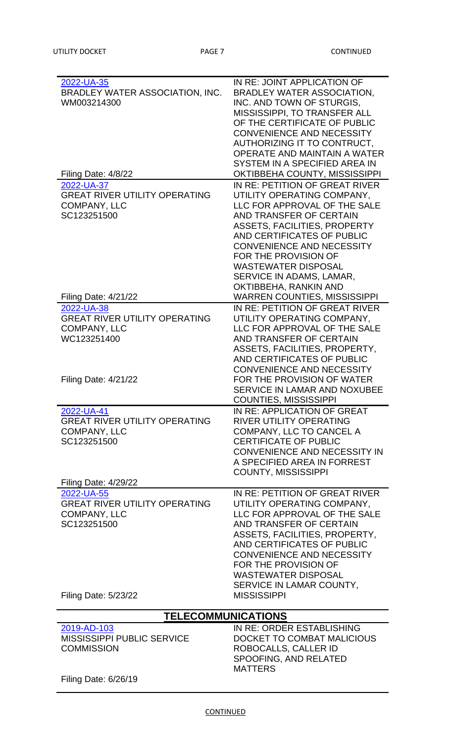| | |
|---|---|
| 2022-UA-35<br>BRADLEY WATER ASSOCIATION, INC.<br>WM003214300<br><br>Filing Date: 4/8/22 | IN RE: JOINT APPLICATION OF BRADLEY WATER ASSOCIATION, INC. AND TOWN OF STURGIS, MISSISSIPPI, TO TRANSFER ALL OF THE CERTIFICATE OF PUBLIC CONVENIENCE AND NECESSITY AUTHORIZING IT TO CONTRACT, OPERATE AND MAINTAIN A WATER SYSTEM IN A SPECIFIED AREA IN OKTIBBEHA COUNTY, MISSISSIPPI |
| 2022-UA-37<br>GREAT RIVER UTILITY OPERATING COMPANY, LLC<br>SC123251500<br><br>Filing Date: 4/21/22 | IN RE: PETITION OF GREAT RIVER UTILITY OPERATING COMPANY, LLC FOR APPROVAL OF THE SALE AND TRANSFER OF CERTAIN ASSETS, FACILITIES, PROPERTY AND CERTIFICATES OF PUBLIC CONVENIENCE AND NECESSITY FOR THE PROVISION OF WASTEWATER DISPOSAL SERVICE IN ADAMS, LAMAR, OKTIBBEHA, RANKIN AND WARREN COUNTIES, MISSISSIPPI |
| 2022-UA-38<br>GREAT RIVER UTILITY OPERATING COMPANY, LLC<br>WC123251400<br><br>Filing Date: 4/21/22 | IN RE: PETITION OF GREAT RIVER UTILITY OPERATING COMPANY, LLC FOR APPROVAL OF THE SALE AND TRANSFER OF CERTAIN ASSETS, FACILITIES, PROPERTY, AND CERTIFICATES OF PUBLIC CONVENIENCE AND NECESSITY FOR THE PROVISION OF WATER SERVICE IN LAMAR AND NOXUBEE COUNTIES, MISSISSIPPI |
| 2022-UA-41<br>GREAT RIVER UTILITY OPERATING COMPANY, LLC<br>SC123251500<br><br>Filing Date: 4/29/22 | IN RE: APPLICATION OF GREAT RIVER UTILITY OPERATING COMPANY, LLC TO CANCEL A CERTIFICATE OF PUBLIC CONVENIENCE AND NECESSITY IN A SPECIFIED AREA IN FORREST COUNTY, MISSISSIPPI |
| 2022-UA-55<br>GREAT RIVER UTILITY OPERATING COMPANY, LLC<br>SC123251500<br><br>Filing Date: 5/23/22 | IN RE: PETITION OF GREAT RIVER UTILITY OPERATING COMPANY, LLC FOR APPROVAL OF THE SALE AND TRANSFER OF CERTAIN ASSETS, FACILITIES, PROPERTY, AND CERTIFICATES OF PUBLIC CONVENIENCE AND NECESSITY FOR THE PROVISION OF WASTEWATER DISPOSAL SERVICE IN LAMAR COUNTY, MISSISSIPPI |

## TELECOMMUNICATIONS

| | |
|---|---|
| 2019-AD-103<br>MISSISSIPPI PUBLIC SERVICE COMMISSION<br><br>Filing Date: 6/26/19 | IN RE: ORDER ESTABLISHING DOCKET TO COMBAT MALICIOUS ROBOCALLS, CALLER ID SPOOFING, AND RELATED MATTERS |

CONTINUED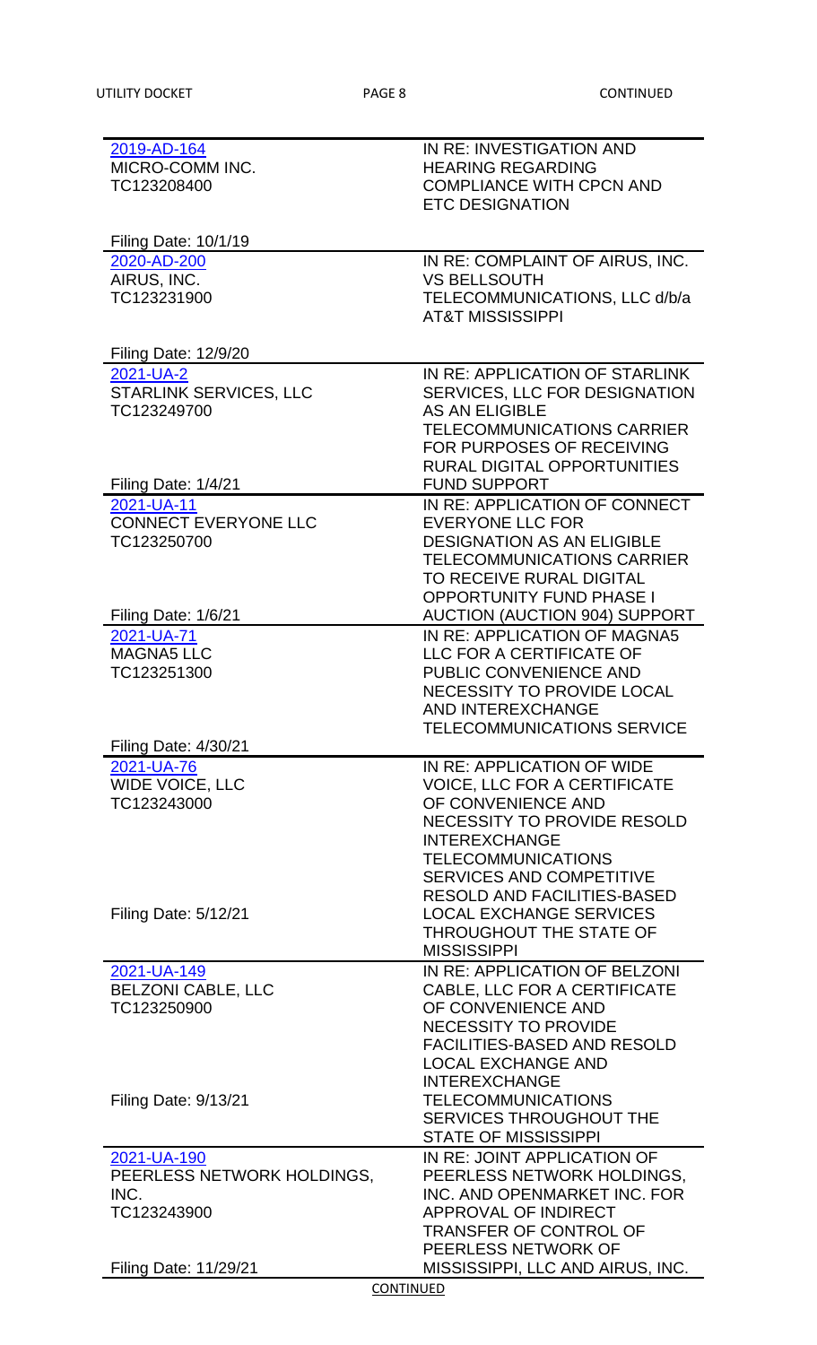| | |
|---|---|
| 2019-AD-164<br>MICRO-COMM INC.<br>TC123208400<br><br>Filing Date: 10/1/19 | IN RE: INVESTIGATION AND HEARING REGARDING COMPLIANCE WITH CPCN AND ETC DESIGNATION |
| 2020-AD-200<br>AIRUS, INC.<br>TC123231900<br><br>Filing Date: 12/9/20 | IN RE: COMPLAINT OF AIRUS, INC. VS BELLSOUTH TELECOMMUNICATIONS, LLC d/b/a AT&T MISSISSIPPI |
| 2021-UA-2<br>STARLINK SERVICES, LLC<br>TC123249700<br><br>Filing Date: 1/4/21 | IN RE: APPLICATION OF STARLINK SERVICES, LLC FOR DESIGNATION AS AN ELIGIBLE TELECOMMUNICATIONS CARRIER FOR PURPOSES OF RECEIVING RURAL DIGITAL OPPORTUNITIES FUND SUPPORT |
| 2021-UA-11<br>CONNECT EVERYONE LLC<br>TC123250700<br><br>Filing Date: 1/6/21 | IN RE: APPLICATION OF CONNECT EVERYONE LLC FOR DESIGNATION AS AN ELIGIBLE TELECOMMUNICATIONS CARRIER TO RECEIVE RURAL DIGITAL OPPORTUNITY FUND PHASE I AUCTION (AUCTION 904) SUPPORT |
| 2021-UA-71<br>MAGNA5 LLC<br>TC123251300<br><br>Filing Date: 4/30/21 | IN RE: APPLICATION OF MAGNA5 LLC FOR A CERTIFICATE OF PUBLIC CONVENIENCE AND NECESSITY TO PROVIDE LOCAL AND INTEREXCHANGE TELECOMMUNICATIONS SERVICE |
| 2021-UA-76<br>WIDE VOICE, LLC<br>TC123243000<br><br>Filing Date: 5/12/21 | IN RE: APPLICATION OF WIDE VOICE, LLC FOR A CERTIFICATE OF CONVENIENCE AND NECESSITY TO PROVIDE RESOLD INTEREXCHANGE TELECOMMUNICATIONS SERVICES AND COMPETITIVE RESOLD AND FACILITIES-BASED LOCAL EXCHANGE SERVICES THROUGHOUT THE STATE OF MISSISSIPPI |
| 2021-UA-149<br>BELZONI CABLE, LLC<br>TC123250900<br><br>Filing Date: 9/13/21 | IN RE: APPLICATION OF BELZONI CABLE, LLC FOR A CERTIFICATE OF CONVENIENCE AND NECESSITY TO PROVIDE FACILITIES-BASED AND RESOLD LOCAL EXCHANGE AND INTEREXCHANGE TELECOMMUNICATIONS SERVICES THROUGHOUT THE STATE OF MISSISSIPPI |
| 2021-UA-190<br>PEERLESS NETWORK HOLDINGS, INC.<br>TC123243900<br><br>Filing Date: 11/29/21 | IN RE: JOINT APPLICATION OF PEERLESS NETWORK HOLDINGS, INC. AND OPENMARKET INC. FOR APPROVAL OF INDIRECT TRANSFER OF CONTROL OF PEERLESS NETWORK OF MISSISSIPPI, LLC AND AIRUS, INC. |

CONTINUED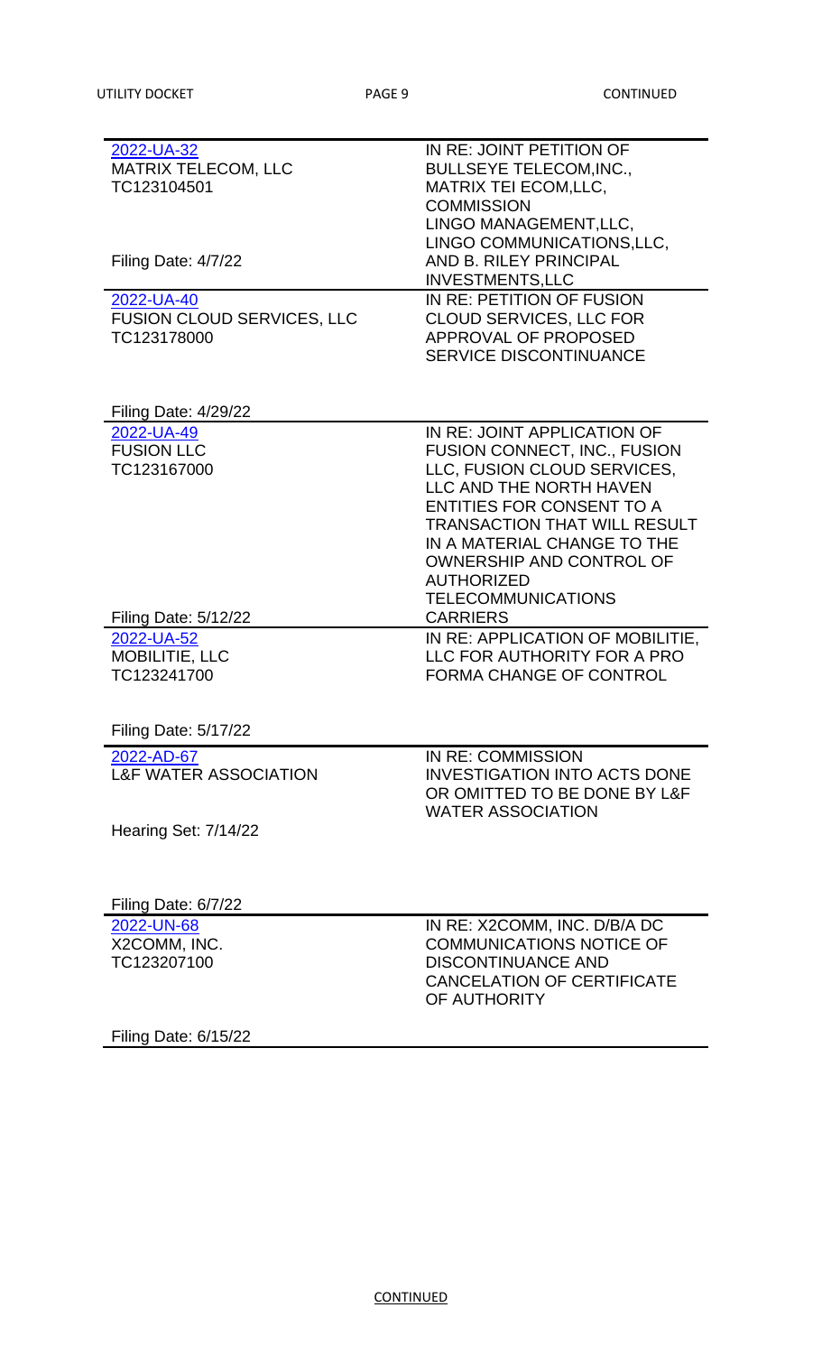| | |
|---|---|
| 2022-UA-32<br>MATRIX TELECOM, LLC<br>TC123104501<br><br>Filing Date: 4/7/22 | IN RE: JOINT PETITION OF BULLSEYE TELECOM,INC., MATRIX TEI ECOM,LLC, COMMISSION LINGO MANAGEMENT,LLC, LINGO COMMUNICATIONS,LLC, AND B. RILEY PRINCIPAL INVESTMENTS,LLC |
| 2022-UA-40<br>FUSION CLOUD SERVICES, LLC<br>TC123178000<br><br>Filing Date: 4/29/22 | IN RE: PETITION OF FUSION CLOUD SERVICES, LLC FOR APPROVAL OF PROPOSED SERVICE DISCONTINUANCE |
| 2022-UA-49<br>FUSION LLC<br>TC123167000<br><br>Filing Date: 5/12/22 | IN RE: JOINT APPLICATION OF FUSION CONNECT, INC., FUSION LLC, FUSION CLOUD SERVICES, LLC AND THE NORTH HAVEN ENTITIES FOR CONSENT TO A TRANSACTION THAT WILL RESULT IN A MATERIAL CHANGE TO THE OWNERSHIP AND CONTROL OF AUTHORIZED TELECOMMUNICATIONS CARRIERS |
| 2022-UA-52<br>MOBILITIE, LLC<br>TC123241700<br><br>Filing Date: 5/17/22 | IN RE: APPLICATION OF MOBILITIE, LLC FOR AUTHORITY FOR A PRO FORMA CHANGE OF CONTROL |
| 2022-AD-67<br>L&F WATER ASSOCIATION<br><br>Hearing Set: 7/14/22<br><br>Filing Date: 6/7/22 | IN RE: COMMISSION INVESTIGATION INTO ACTS DONE OR OMITTED TO BE DONE BY L&F WATER ASSOCIATION |
| 2022-UN-68<br>X2COMM, INC.<br>TC123207100<br><br>Filing Date: 6/15/22 | IN RE: X2COMM, INC. D/B/A DC COMMUNICATIONS NOTICE OF DISCONTINUANCE AND CANCELATION OF CERTIFICATE OF AUTHORITY |

CONTINUED